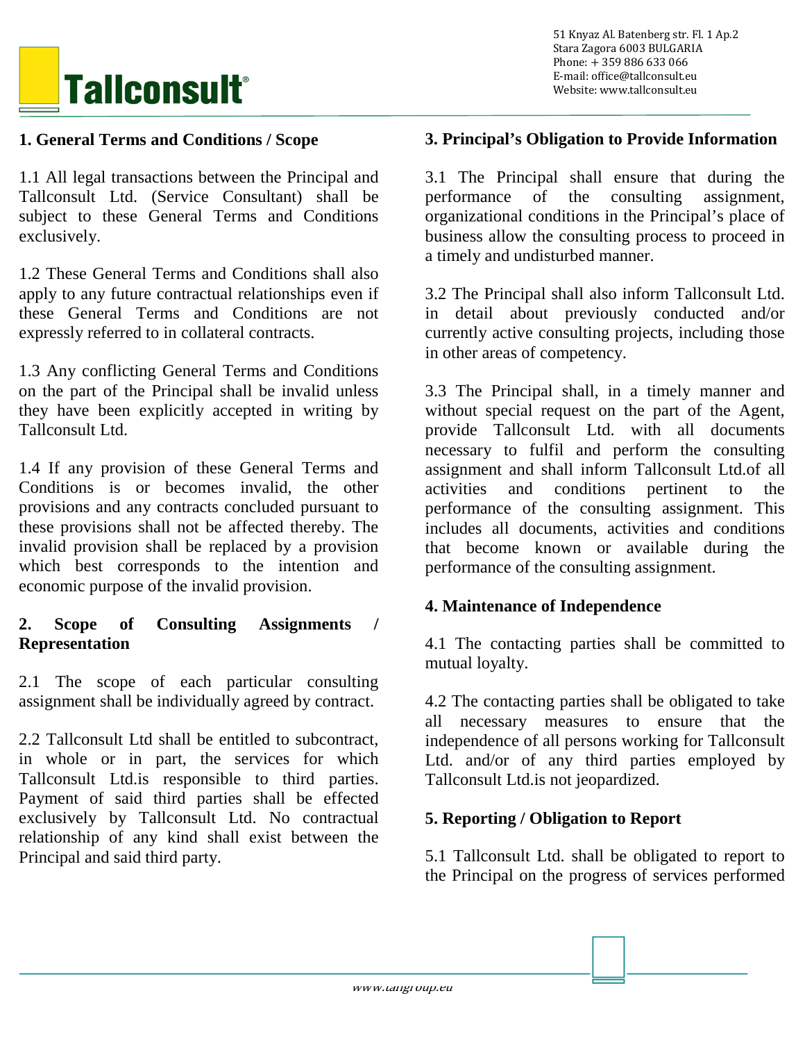## 1. General Terms and Conditions / Scope

1.1 All legal transactions between the Principal and Tallconsult Ltd. (Service Consultant) shall be subject to these General Terms and Conditions exclusively.

1.2 These General Terms and Conditions shall also apply to any future contractual relationships even if these General Terms and Conditions are not expressly referred to in collateral contracts.

1.3 Any conflicting General Terms and Conditions on the part of the Principal shall be invalid unless they have been explicitly accepted in writing by Tallconsult Ltd.

1.4 If any provision of these General Terms and Conditions is or becomes invalid, the other provisions and any contracts concluded pursuant to these provisions shall not be affected thereby. The invalid provision shall be replaced by a provision which best corresponds to the intention and economic purpose of the invalid provision.

## 2. Scope of Consulting Assignments / Representation

2.1 The scope of each particular consulting assignment shall be individually agreed by contract.

2.2 Tallconsult Ltd shall be entitled to subcontract, in whole or in part, the services for which Tallconsult Ltd.is responsible to third parties. Payment of said third parties shall be effected exclusively by Tallconsult Ltd. No contractual relationship of any kind shall exist between the Principal and said third party.

## 3. Principal's Obligation to Provide Information

3.1 The Principal shall ensure that during the performance of the consulting assignment, organizational conditions in the Principal's place of business allow the consulting process to proceed in a timely and undisturbed manner.

3.2 The Principal shall also inform Tallconsult Ltd. in detail about previously conducted and/or currently active consulting projects, including those in other areas of competency.

3.3 The Principal shall, in a timely manner and without special request on the part of the Agent, provide Tallconsult Ltd. with all documents necessary to fulfil and perform the consulting assignment and shall inform Tallconsult Ltd.of all activities and conditions pertinent to the performance of the consulting assignment. This includes all documents, activities and conditions that become known or available during the performance of the consulting assignment.

## 4. Maintenance of Independence

4.1 The contacting parties shall be committed to mutual loyalty.

4.2 The contacting parties shall be obligated to take all necessary measures to ensure that the independence of all persons working for Tallconsult Ltd. and/or of any third parties employed by Tallconsult Ltd.is not jeopardized.

## 5. Reporting / Obligation to Report

5.1 Tallconsult Ltd. shall be obligated to report to the Principal on the progress of services performed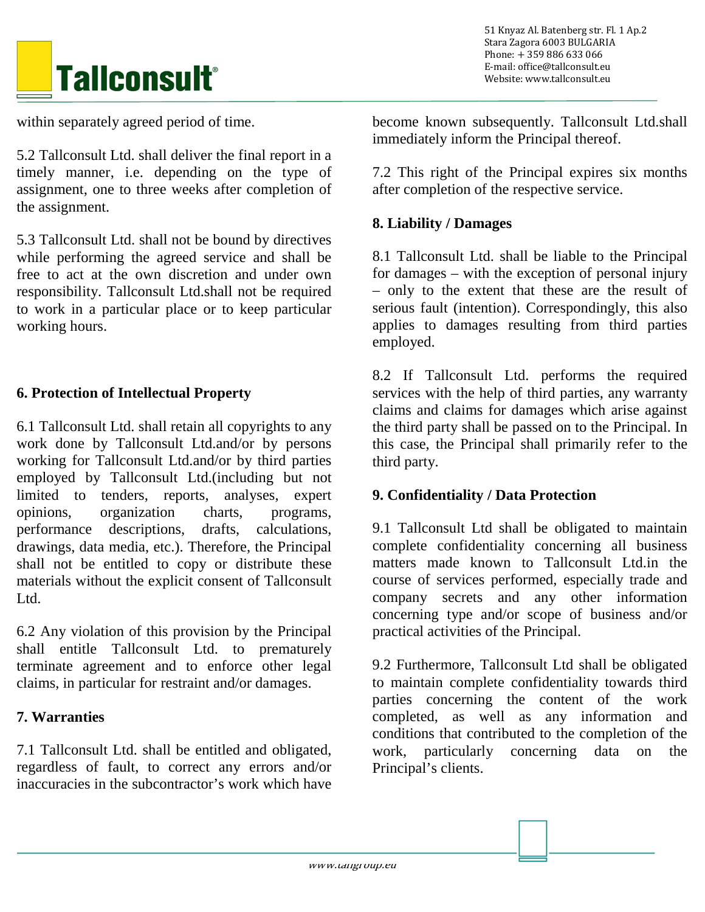within separately agreed period of time.

5.2 Tallconsult Ltd. shall deliver the final report in a timely manner, i.e. depending on the type of assignment, one to three weeks after completion of the assignment.

5.3 Tallconsult Ltd. shall not be bound by directives while performing the agreed service and shall be free to act at the own discretion and under own responsibility. Tallconsult Ltd.shall not be required to work in a particular place or to keep particular working hours.

## 6. Protection of Intellectual Property

6.1 Tallconsult Ltd. shall retain all copyrights to any work done by Tallconsult Ltd.and/or by persons working for Tallconsult Ltd.and/or by third parties employed by Tallconsult Ltd.(including but not limited to tenders, reports, analyses, expert opinions, organization charts, programs, performance descriptions, drafts, calculations, drawings, data media, etc.). Therefore, the Principal shall not be entitled to copy or distribute these materials without the explicit consent of Tallconsult Ltd.

6.2 Any violation of this provision by the Principal shall entitle Tallconsult Ltd. to prematurely terminate agreement and to enforce other legal claims, in particular for restraint and/or damages.

## 7. Warranties

7.1 Tallconsult Ltd. shall be entitled and obligated, regardless of fault, to correct any errors and/or inaccuracies in the subcontractor's work which have become known subsequently. Tallconsult Ltd.shall immediately inform the Principal thereof.

7.2 This right of the Principal expires six months after completion of the respective service.

## 8. Liability / Damages

8.1 Tallconsult Ltd. shall be liable to the Principal for damages – with the exception of personal injury – only to the extent that these are the result of serious fault (intention). Correspondingly, this also applies to damages resulting from third parties employed.

8.2 If Tallconsult Ltd. performs the required services with the help of third parties, any warranty claims and claims for damages which arise against the third party shall be passed on to the Principal. In this case, the Principal shall primarily refer to the third party.

## 9. Confidentiality / Data Protection

9.1 Tallconsult Ltd shall be obligated to maintain complete confidentiality concerning all business matters made known to Tallconsult Ltd.in the course of services performed, especially trade and company secrets and any other information concerning type and/or scope of business and/or practical activities of the Principal.

9.2 Furthermore, Tallconsult Ltd shall be obligated to maintain complete confidentiality towards third parties concerning the content of the work completed, as well as any information and conditions that contributed to the completion of the work, particularly concerning data on the Principal's clients.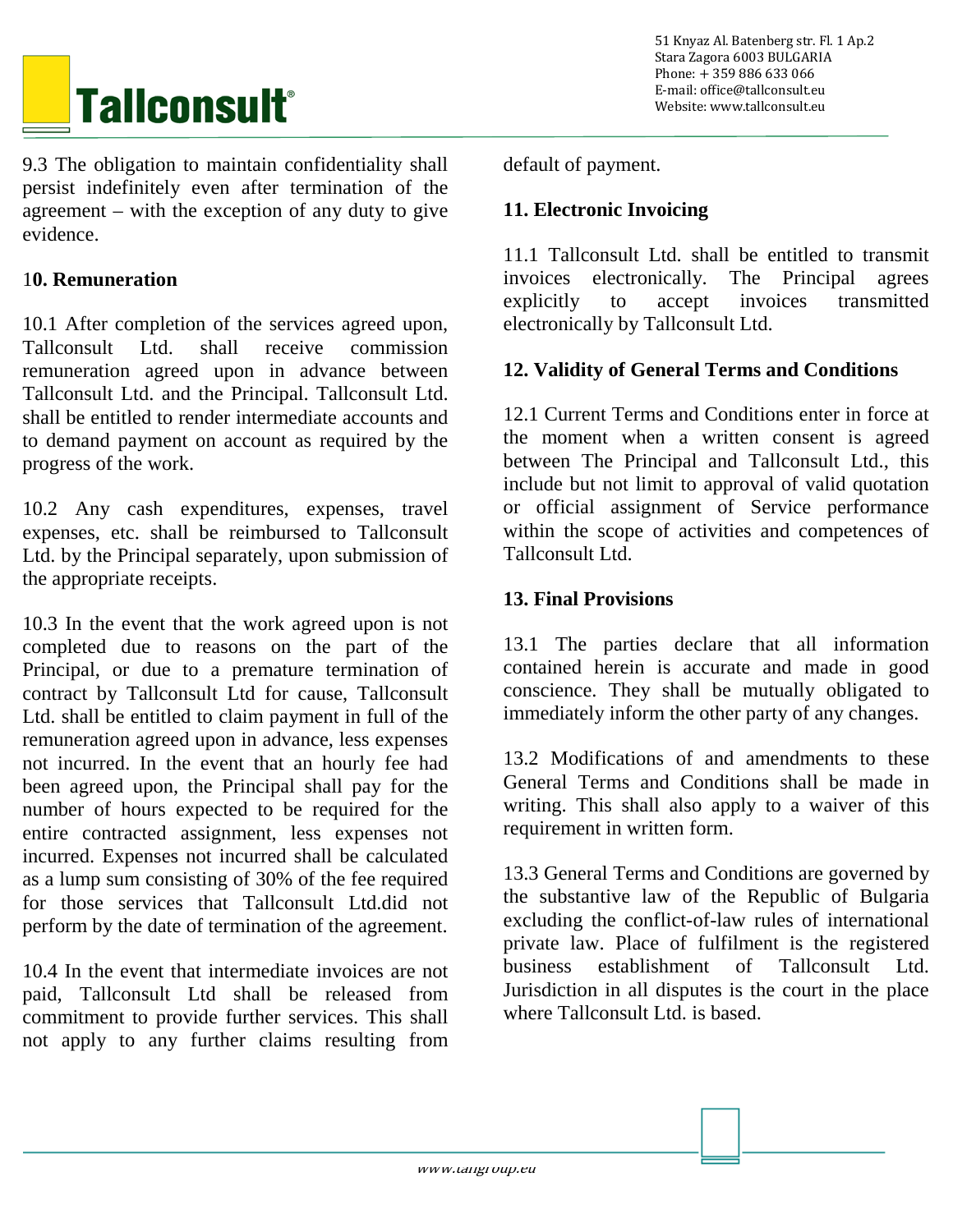9.3 The obligation to maintain confidentiality shall persist indefinitely even after termination of the agreement – with the exception of any duty to give evidence.

## 10. Remuneration

10.1 After completion of the services agreed upon, Tallconsult Ltd. shall receive commission remuneration agreed upon in advance between Tallconsult Ltd. and the Principal. Tallconsult Ltd. shall be entitled to render intermediate accounts and to demand payment on account as required by the progress of the work.

10.2 Any cash expenditures, expenses, travel expenses, etc. shall be reimbursed to Tallconsult Ltd. by the Principal separately, upon submission of the appropriate receipts.

10.3 In the event that the work agreed upon is not completed due to reasons on the part of the Principal, or due to a premature termination of contract by Tallconsult Ltd for cause, Tallconsult Ltd. shall be entitled to claim payment in full of the remuneration agreed upon in advance, less expenses not incurred. In the event that an hourly fee had been agreed upon, the Principal shall pay for the number of hours expected to be required for the entire contracted assignment, less expenses not incurred. Expenses not incurred shall be calculated as a lump sum consisting of 30% of the fee required for those services that Tallconsult Ltd.did not perform by the date of termination of the agreement.

10.4 In the event that intermediate invoices are not paid, Tallconsult Ltd shall be released from commitment to provide further services. This shall not apply to any further claims resulting from default of payment.

## 11. Electronic Invoicing

11.1 Tallconsult Ltd. shall be entitled to transmit invoices electronically. The Principal agrees explicitly to accept invoices transmitted electronically by Tallconsult Ltd.

## 12. Validity of General Terms and Conditions

12.1 Current Terms and Conditions enter in force at the moment when a written consent is agreed between The Principal and Tallconsult Ltd., this include but not limit to approval of valid quotation or official assignment of Service performance within the scope of activities and competences of Tallconsult Ltd.

## 13. Final Provisions

13.1 The parties declare that all information contained herein is accurate and made in good conscience. They shall be mutually obligated to immediately inform the other party of any changes.

13.2 Modifications of and amendments to these General Terms and Conditions shall be made in writing. This shall also apply to a waiver of this requirement in written form.

13.3 General Terms and Conditions are governed by the substantive law of the Republic of Bulgaria excluding the conflict-of-law rules of international private law. Place of fulfilment is the registered business establishment of Tallconsult Ltd. Jurisdiction in all disputes is the court in the place where Tallconsult Ltd. is based.